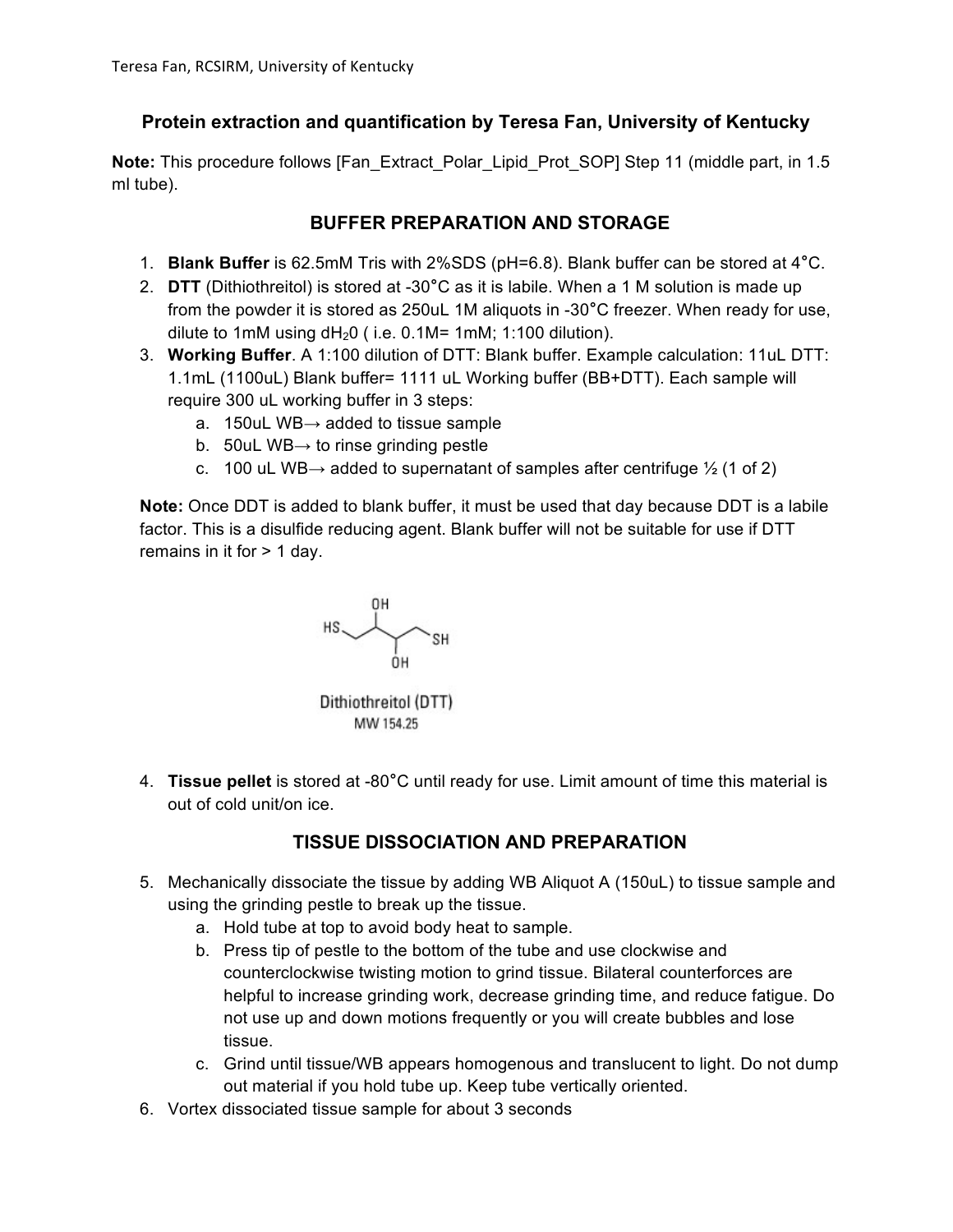# Protein extraction and quantification by Teresa Fan, University of Kentucky

**Note:** This procedure follows [Fan_Extract_Polar_Lipid_Prot_SOP] Step 11 (middle part, in 1.5 ml tube).

## BUFFER PREPARATION AND STORAGE

1. **Blank Buffer** is 62.5mM Tris with 2%SDS (pH=6.8). Blank buffer can be stored at 4°C.
2. **DTT** (Dithiothreitol) is stored at -30°C as it is labile. When a 1 M solution is made up from the powder it is stored as 250uL 1M aliquots in -30°C freezer. When ready for use, dilute to 1mM using $dH_20$ ( i.e. 0.1M= 1mM; 1:100 dilution).
3. **Working Buffer**. A 1:100 dilution of DTT: Blank buffer. Example calculation: 11uL DTT: 1.1mL (1100uL) Blank buffer= 1111 uL Working buffer (BB+DTT). Each sample will require 300 uL working buffer in 3 steps:
   a. 150uL WB→ added to tissue sample
   b. 50uL WB→ to rinse grinding pestle
   c. 100 uL WB→ added to supernatant of samples after centrifuge ½ (1 of 2)

**Note:** Once DDT is added to blank buffer, it must be used that day because DDT is a labile factor. This is a disulfide reducing agent. Blank buffer will not be suitable for use if DTT remains in it for > 1 day.

Dithiothreitol (DTT)
MW 154.25

4. **Tissue pellet** is stored at -80°C until ready for use. Limit amount of time this material is out of cold unit/on ice.

## TISSUE DISSOCIATION AND PREPARATION

5. Mechanically dissociate the tissue by adding WB Aliquot A (150uL) to tissue sample and using the grinding pestle to break up the tissue.
   a. Hold tube at top to avoid body heat to sample.
   b. Press tip of pestle to the bottom of the tube and use clockwise and counterclockwise twisting motion to grind tissue. Bilateral counterforces are helpful to increase grinding work, decrease grinding time, and reduce fatigue. Do not use up and down motions frequently or you will create bubbles and lose tissue.
   c. Grind until tissue/WB appears homogenous and translucent to light. Do not dump out material if you hold tube up. Keep tube vertically oriented.
6. Vortex dissociated tissue sample for about 3 seconds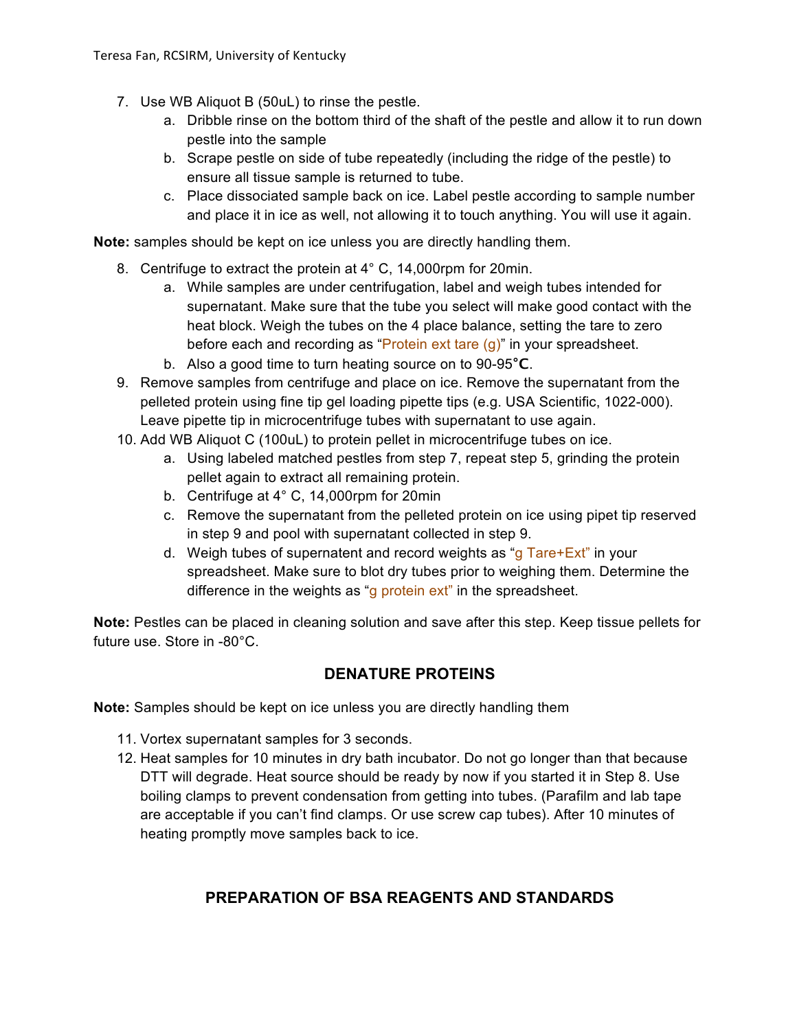7. Use WB Aliquot B (50uL) to rinse the pestle.
    a. Dribble rinse on the bottom third of the shaft of the pestle and allow it to run down pestle into the sample
    b. Scrape pestle on side of tube repeatedly (including the ridge of the pestle) to ensure all tissue sample is returned to tube.
    c. Place dissociated sample back on ice. Label pestle according to sample number and place it in ice as well, not allowing it to touch anything. You will use it again.

**Note:** samples should be kept on ice unless you are directly handling them.

8. Centrifuge to extract the protein at 4° C, 14,000rpm for 20min.
    a. While samples are under centrifugation, label and weigh tubes intended for supernatant. Make sure that the tube you select will make good contact with the heat block. Weigh the tubes on the 4 place balance, setting the tare to zero before each and recording as "Protein ext tare (g)" in your spreadsheet.
    b. Also a good time to turn heating source on to 90-95**°C**.
9. Remove samples from centrifuge and place on ice. Remove the supernatant from the pelleted protein using fine tip gel loading pipette tips (e.g. USA Scientific, 1022-000). Leave pipette tip in microcentrifuge tubes with supernatant to use again.
10. Add WB Aliquot C (100uL) to protein pellet in microcentrifuge tubes on ice.
    a. Using labeled matched pestles from step 7, repeat step 5, grinding the protein pellet again to extract all remaining protein.
    b. Centrifuge at 4° C, 14,000rpm for 20min
    c. Remove the supernatant from the pelleted protein on ice using pipet tip reserved in step 9 and pool with supernatant collected in step 9.
    d. Weigh tubes of supernatent and record weights as "g Tare+Ext" in your spreadsheet. Make sure to blot dry tubes prior to weighing them. Determine the difference in the weights as "g protein ext" in the spreadsheet.

**Note:** Pestles can be placed in cleaning solution and save after this step. Keep tissue pellets for future use. Store in -80°C.

## DENATURE PROTEINS

**Note:** Samples should be kept on ice unless you are directly handling them

11. Vortex supernatant samples for 3 seconds.
12. Heat samples for 10 minutes in dry bath incubator. Do not go longer than that because DTT will degrade. Heat source should be ready by now if you started it in Step 8. Use boiling clamps to prevent condensation from getting into tubes. (Parafilm and lab tape are acceptable if you can't find clamps. Or use screw cap tubes). After 10 minutes of heating promptly move samples back to ice.

## PREPARATION OF BSA REAGENTS AND STANDARDS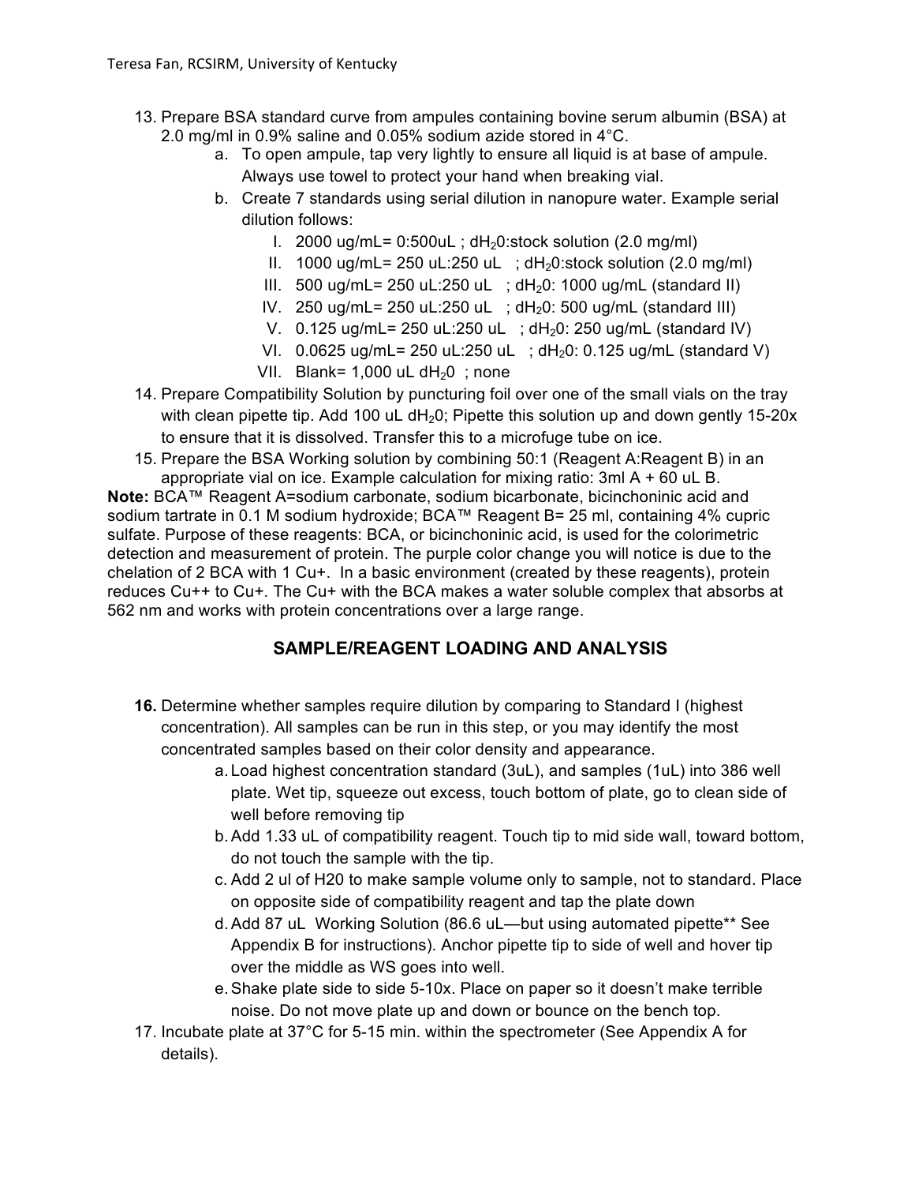13. Prepare BSA standard curve from ampules containing bovine serum albumin (BSA) at 2.0 mg/ml in 0.9% saline and 0.05% sodium azide stored in 4°C.
    a. To open ampule, tap very lightly to ensure all liquid is at base of ampule. Always use towel to protect your hand when breaking vial.
    b. Create 7 standards using serial dilution in nanopure water. Example serial dilution follows:
        I. 2000 ug/mL= 0:500uL ; $dH_20$:stock solution (2.0 mg/ml)
        II. 1000 ug/mL= 250 uL:250 uL ; $dH_20$:stock solution (2.0 mg/ml)
        III. 500 ug/mL= 250 uL:250 uL ; $dH_20$: 1000 ug/mL (standard II)
        IV. 250 ug/mL= 250 uL:250 uL ; $dH_20$: 500 ug/mL (standard III)
        V. 0.125 ug/mL= 250 uL:250 uL ; $dH_20$: 250 ug/mL (standard IV)
        VI. 0.0625 ug/mL= 250 uL:250 uL ; $dH_20$: 0.125 ug/mL (standard V)
        VII. Blank= 1,000 uL $dH_20$ ; none
14. Prepare Compatibility Solution by puncturing foil over one of the small vials on the tray with clean pipette tip. Add 100 uL $dH_20$; Pipette this solution up and down gently 15-20x to ensure that it is dissolved. Transfer this to a microfuge tube on ice.
15. Prepare the BSA Working solution by combining 50:1 (Reagent A:Reagent B) in an appropriate vial on ice. Example calculation for mixing ratio: 3ml A + 60 uL B.

**Note:** BCA™ Reagent A=sodium carbonate, sodium bicarbonate, bicinchoninic acid and sodium tartrate in 0.1 M sodium hydroxide; BCA™ Reagent B= 25 ml, containing 4% cupric sulfate. Purpose of these reagents: BCA, or bicinchoninic acid, is used for the colorimetric detection and measurement of protein. The purple color change you will notice is due to the chelation of 2 BCA with 1 Cu+. In a basic environment (created by these reagents), protein reduces Cu++ to Cu+. The Cu+ with the BCA makes a water soluble complex that absorbs at 562 nm and works with protein concentrations over a large range.

## SAMPLE/REAGENT LOADING AND ANALYSIS

16. Determine whether samples require dilution by comparing to Standard I (highest concentration). All samples can be run in this step, or you may identify the most concentrated samples based on their color density and appearance.
    a. Load highest concentration standard (3uL), and samples (1uL) into 386 well plate. Wet tip, squeeze out excess, touch bottom of plate, go to clean side of well before removing tip
    b. Add 1.33 uL of compatibility reagent. Touch tip to mid side wall, toward bottom, do not touch the sample with the tip.
    c. Add 2 ul of H20 to make sample volume only to sample, not to standard. Place on opposite side of compatibility reagent and tap the plate down
    d. Add 87 uL Working Solution (86.6 uL—but using automated pipette** See Appendix B for instructions). Anchor pipette tip to side of well and hover tip over the middle as WS goes into well.
    e. Shake plate side to side 5-10x. Place on paper so it doesn't make terrible noise. Do not move plate up and down or bounce on the bench top.
17. Incubate plate at 37°C for 5-15 min. within the spectrometer (See Appendix A for details).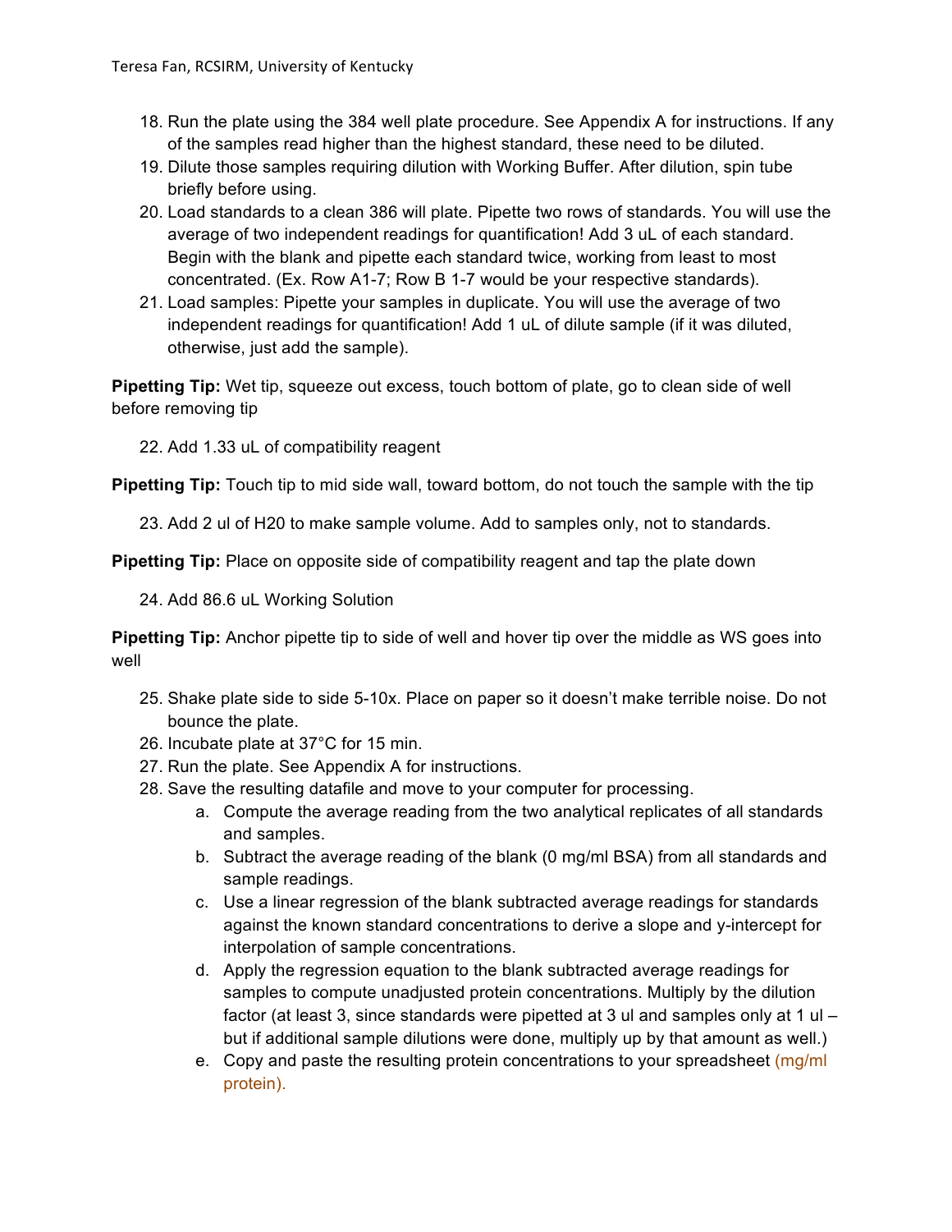18. Run the plate using the 384 well plate procedure. See Appendix A for instructions. If any of the samples read higher than the highest standard, these need to be diluted.
19. Dilute those samples requiring dilution with Working Buffer. After dilution, spin tube briefly before using.
20. Load standards to a clean 386 will plate. Pipette two rows of standards. You will use the average of two independent readings for quantification! Add 3 uL of each standard. Begin with the blank and pipette each standard twice, working from least to most concentrated. (Ex. Row A1-7; Row B 1-7 would be your respective standards).
21. Load samples: Pipette your samples in duplicate. You will use the average of two independent readings for quantification! Add 1 uL of dilute sample (if it was diluted, otherwise, just add the sample).

**Pipetting Tip:** Wet tip, squeeze out excess, touch bottom of plate, go to clean side of well before removing tip

22. Add 1.33 uL of compatibility reagent

**Pipetting Tip:** Touch tip to mid side wall, toward bottom, do not touch the sample with the tip

23. Add 2 ul of H20 to make sample volume. Add to samples only, not to standards.

**Pipetting Tip:** Place on opposite side of compatibility reagent and tap the plate down

24. Add 86.6 uL Working Solution

**Pipetting Tip:** Anchor pipette tip to side of well and hover tip over the middle as WS goes into well

25. Shake plate side to side 5-10x. Place on paper so it doesn't make terrible noise. Do not bounce the plate.
26. Incubate plate at 37°C for 15 min.
27. Run the plate. See Appendix A for instructions.
28. Save the resulting datafile and move to your computer for processing.
    a. Compute the average reading from the two analytical replicates of all standards and samples.
    b. Subtract the average reading of the blank (0 mg/ml BSA) from all standards and sample readings.
    c. Use a linear regression of the blank subtracted average readings for standards against the known standard concentrations to derive a slope and y-intercept for interpolation of sample concentrations.
    d. Apply the regression equation to the blank subtracted average readings for samples to compute unadjusted protein concentrations. Multiply by the dilution factor (at least 3, since standards were pipetted at 3 ul and samples only at 1 ul – but if additional sample dilutions were done, multiply up by that amount as well.)
    e. Copy and paste the resulting protein concentrations to your spreadsheet (mg/ml protein).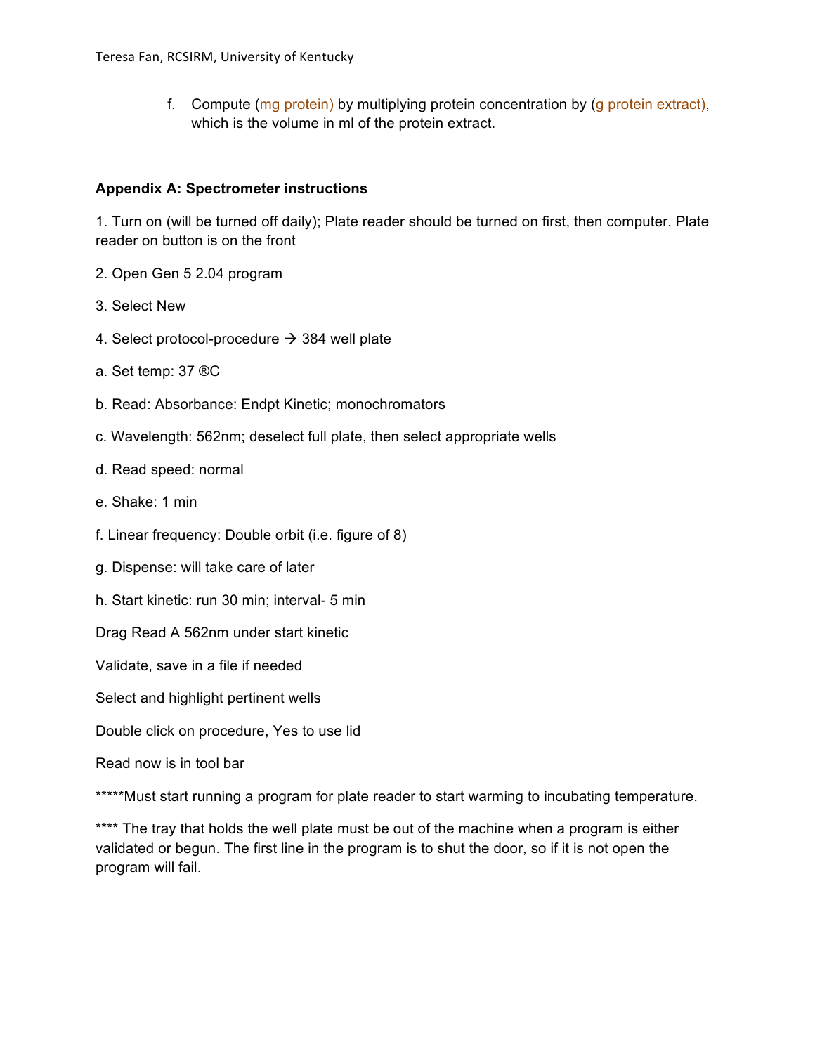f. Compute (mg protein) by multiplying protein concentration by (g protein extract), which is the volume in ml of the protein extract.

**Appendix A: Spectrometer instructions**

1. Turn on (will be turned off daily); Plate reader should be turned on first, then computer. Plate reader on button is on the front

2. Open Gen 5 2.04 program

3. Select New

4. Select protocol-procedure → 384 well plate

a. Set temp: 37 ®C

b. Read: Absorbance: Endpt Kinetic; monochromators

c. Wavelength: 562nm; deselect full plate, then select appropriate wells

d. Read speed: normal

e. Shake: 1 min

f. Linear frequency: Double orbit (i.e. figure of 8)

g. Dispense: will take care of later

h. Start kinetic: run 30 min; interval- 5 min

Drag Read A 562nm under start kinetic

Validate, save in a file if needed

Select and highlight pertinent wells

Double click on procedure, Yes to use lid

Read now is in tool bar

*****Must start running a program for plate reader to start warming to incubating temperature.

**** The tray that holds the well plate must be out of the machine when a program is either validated or begun. The first line in the program is to shut the door, so if it is not open the program will fail.